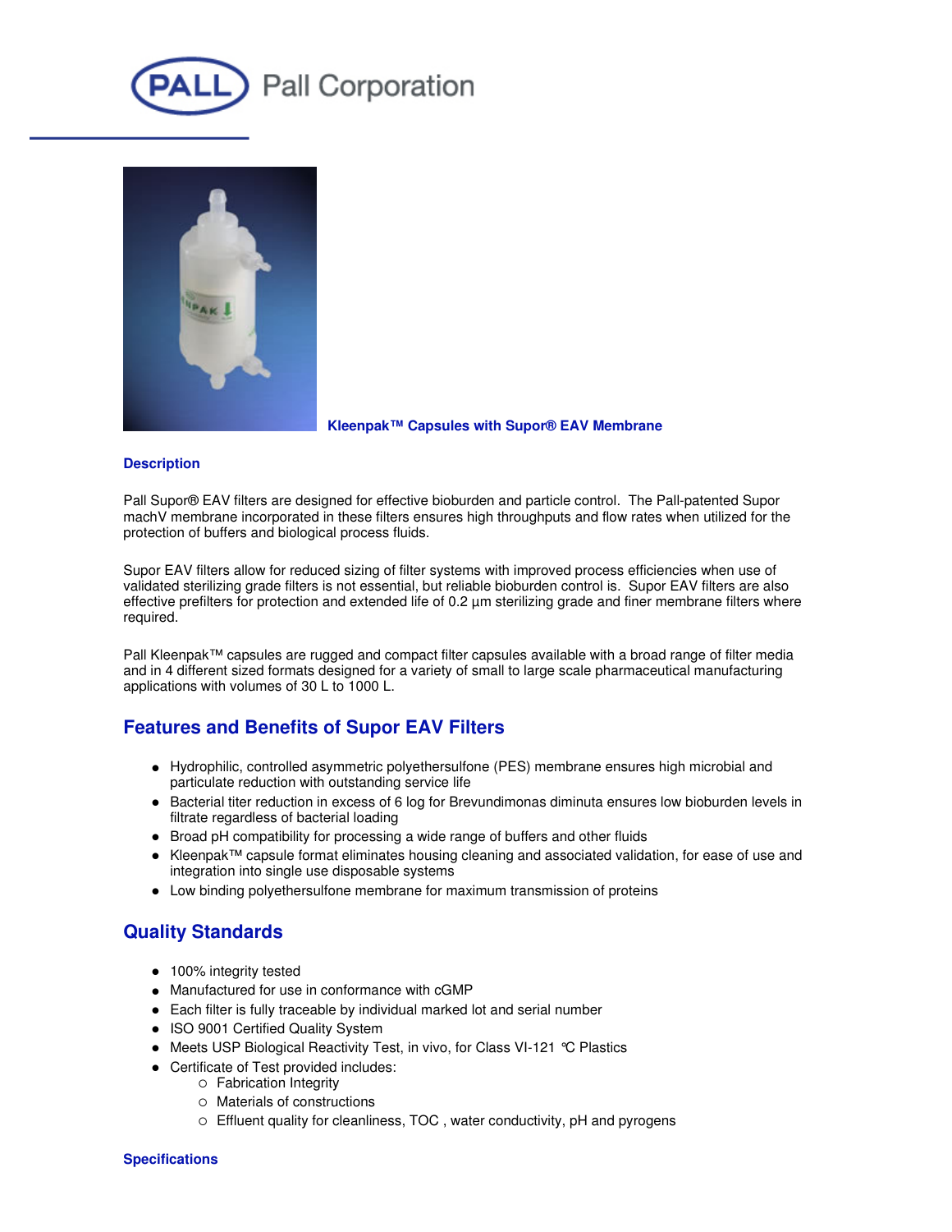Pall Corporation

**Kleenpak™ Capsules with Supor® EAV Membrane**

### Description

Pall Supor® EAV filters are designed for effective bioburden and particle control. The Pall-patented Supor machV membrane incorporated in these filters ensures high throughputs and flow rates when utilized for the protection of buffers and biological process fluids.

Supor EAV filters allow for reduced sizing of filter systems with improved process efficiencies when use of validated sterilizing grade filters is not essential, but reliable bioburden control is. Supor EAV filters are also effective prefilters for protection and extended life of 0.2 µm sterilizing grade and finer membrane filters where required.

Pall Kleenpak™ capsules are rugged and compact filter capsules available with a broad range of filter media and in 4 different sized formats designed for a variety of small to large scale pharmaceutical manufacturing applications with volumes of 30 L to 1000 L.

## Features and Benefits of Supor EAV Filters

- Hydrophilic, controlled asymmetric polyethersulfone (PES) membrane ensures high microbial and particulate reduction with outstanding service life
- Bacterial titer reduction in excess of 6 log for Brevundimonas diminuta ensures low bioburden levels in filtrate regardless of bacterial loading
- Broad pH compatibility for processing a wide range of buffers and other fluids
- Kleenpak™ capsule format eliminates housing cleaning and associated validation, for ease of use and integration into single use disposable systems
- Low binding polyethersulfone membrane for maximum transmission of proteins

## Quality Standards

- 100% integrity tested
- Manufactured for use in conformance with cGMP
- Each filter is fully traceable by individual marked lot and serial number
- ISO 9001 Certified Quality System
- Meets USP Biological Reactivity Test, in vivo, for Class VI-121 °C Plastics
- Certificate of Test provided includes:
  - Fabrication Integrity
  - Materials of constructions
  - Effluent quality for cleanliness, TOC , water conductivity, pH and pyrogens

### Specifications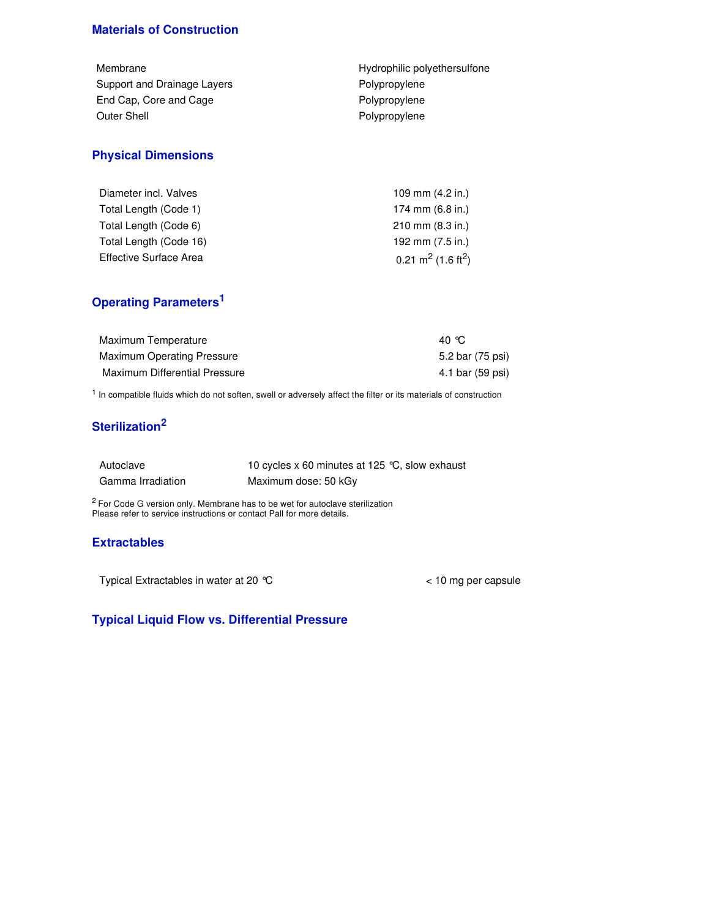## Materials of Construction

| | |
|---|---|
| Membrane | Hydrophilic polyethersulfone |
| Support and Drainage Layers | Polypropylene |
| End Cap, Core and Cage | Polypropylene |
| Outer Shell | Polypropylene |

## Physical Dimensions

| | |
|---|---|
| Diameter incl. Valves | 109 mm (4.2 in.) |
| Total Length (Code 1) | 174 mm (6.8 in.) |
| Total Length (Code 6) | 210 mm (8.3 in.) |
| Total Length (Code 16) | 192 mm (7.5 in.) |
| Effective Surface Area | 0.21 $m^2$ (1.6 $ft^2$) |

## Operating Parameters[1]

| | |
|---|---|
| Maximum Temperature | 40 °C |
| Maximum Operating Pressure | 5.2 bar (75 psi) |
| Maximum Differential Pressure | 4.1 bar (59 psi) |

[1] In compatible fluids which do not soften, swell or adversely affect the filter or its materials of construction

## Sterilization[2]

| | |
|---|---|
| Autoclave | 10 cycles x 60 minutes at 125 °C, slow exhaust |
| Gamma Irradiation | Maximum dose: 50 kGy |

[2] For Code G version only. Membrane has to be wet for autoclave sterilization
Please refer to service instructions or contact Pall for more details.

## Extractables

| | |
|---|---|
| Typical Extractables in water at 20 °C | < 10 mg per capsule |

## Typical Liquid Flow vs. Differential Pressure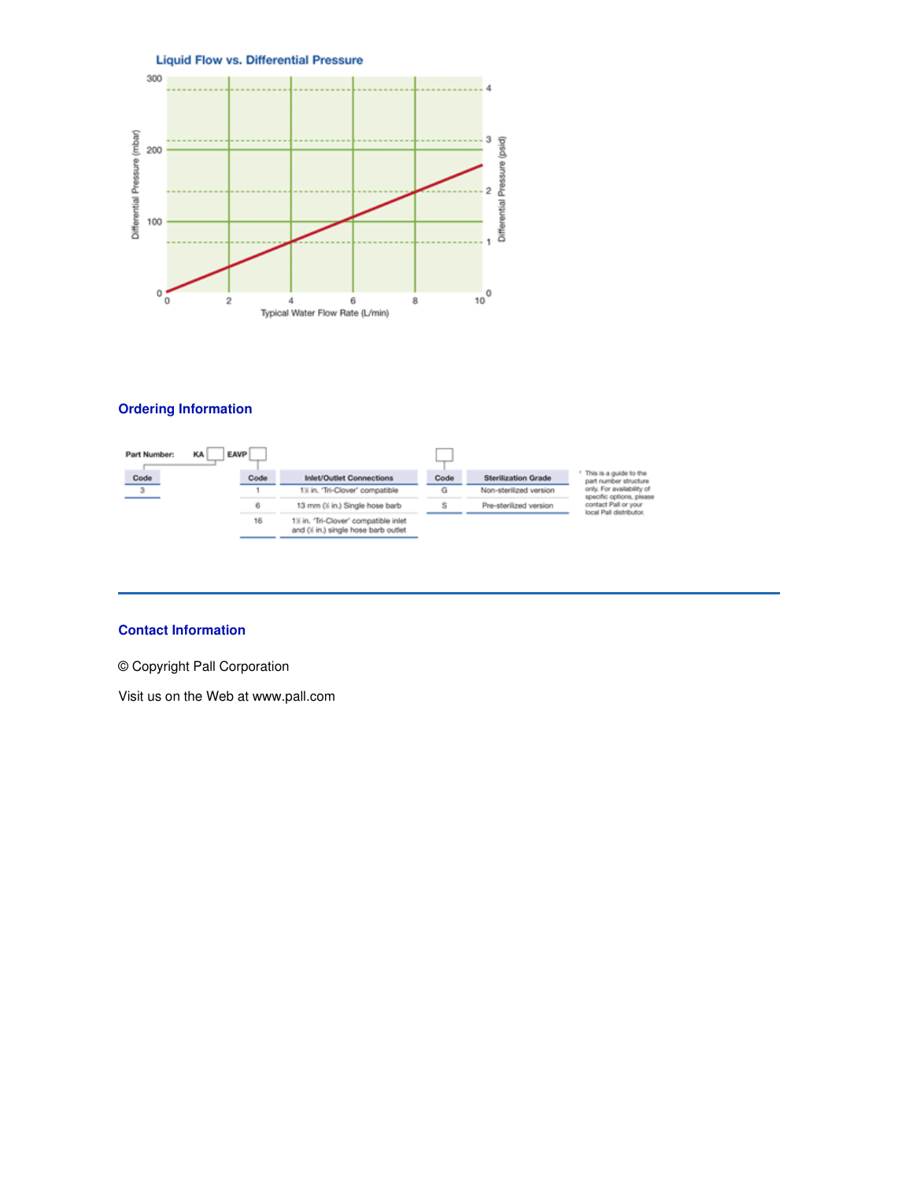**Liquid Flow vs. Differential Pressure**

Differential Pressure (mbar)

300
200
100
0

Differential Pressure (psid)

4
3
2
1
0

0 2 4 6 8 10

Typical Water Flow Rate (L/min)

## Ordering Information

Part Number: KA ☐ EAVP ☐ ☐

| Code | |
|---|---|
| 3 | |

| Code | Inlet/Outlet Connections |
|---|---|
| 1 | 1½ in. 'Tri-Clover' compatible |
| 6 | 13 mm (½ in.) Single hose barb |
| 16 | 1½ in. 'Tri-Clover' compatible inlet and (½ in.) single hose barb outlet |

| Code | Sterilization Grade |
|---|---|
| G | Non-sterilized version |
| S | Pre-sterilized version |

* This is a guide to the part number structure only. For availability of specific options, please contact Pall or your local Pall distributor.

## Contact Information

© Copyright Pall Corporation

Visit us on the Web at www.pall.com